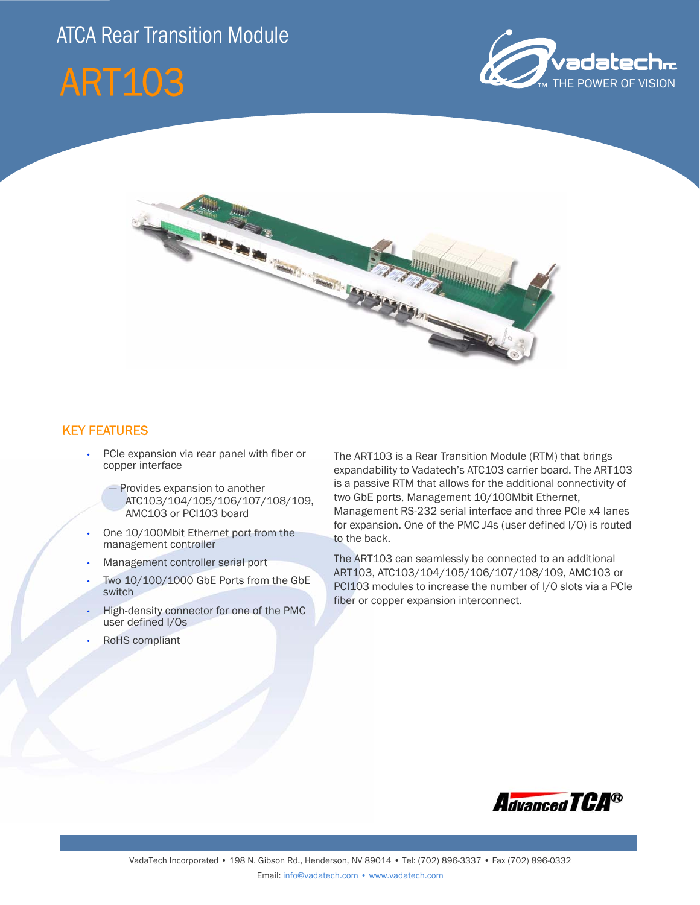# ATCA Rear Transition Module

# ART103

vadatech THE POWER OF VISION

## KEY FEATURES

- PCIe expansion via rear panel with fiber or copper interface
  - Provides expansion to another ATC103/104/105/106/107/108/109, AMC103 or PCI103 board
- One 10/100Mbit Ethernet port from the management controller
- Management controller serial port
- Two 10/100/1000 GbE Ports from the GbE switch
- High-density connector for one of the PMC user defined I/Os
- RoHS compliant

The ART103 is a Rear Transition Module (RTM) that brings expandability to Vadatech's ATC103 carrier board. The ART103 is a passive RTM that allows for the additional connectivity of two GbE ports, Management 10/100Mbit Ethernet, Management RS-232 serial interface and three PCIe x4 lanes for expansion. One of the PMC J4s (user defined I/O) is routed to the back.

The ART103 can seamlessly be connected to an additional ART103, ATC103/104/105/106/107/108/109, AMC103 or PCI103 modules to increase the number of I/O slots via a PCIe fiber or copper expansion interconnect.

AdvancedTCA®

VadaTech Incorporated • 198 N. Gibson Rd., Henderson, NV 89014 • Tel: (702) 896-3337 • Fax (702) 896-0332

Email: info@vadatech.com • www.vadatech.com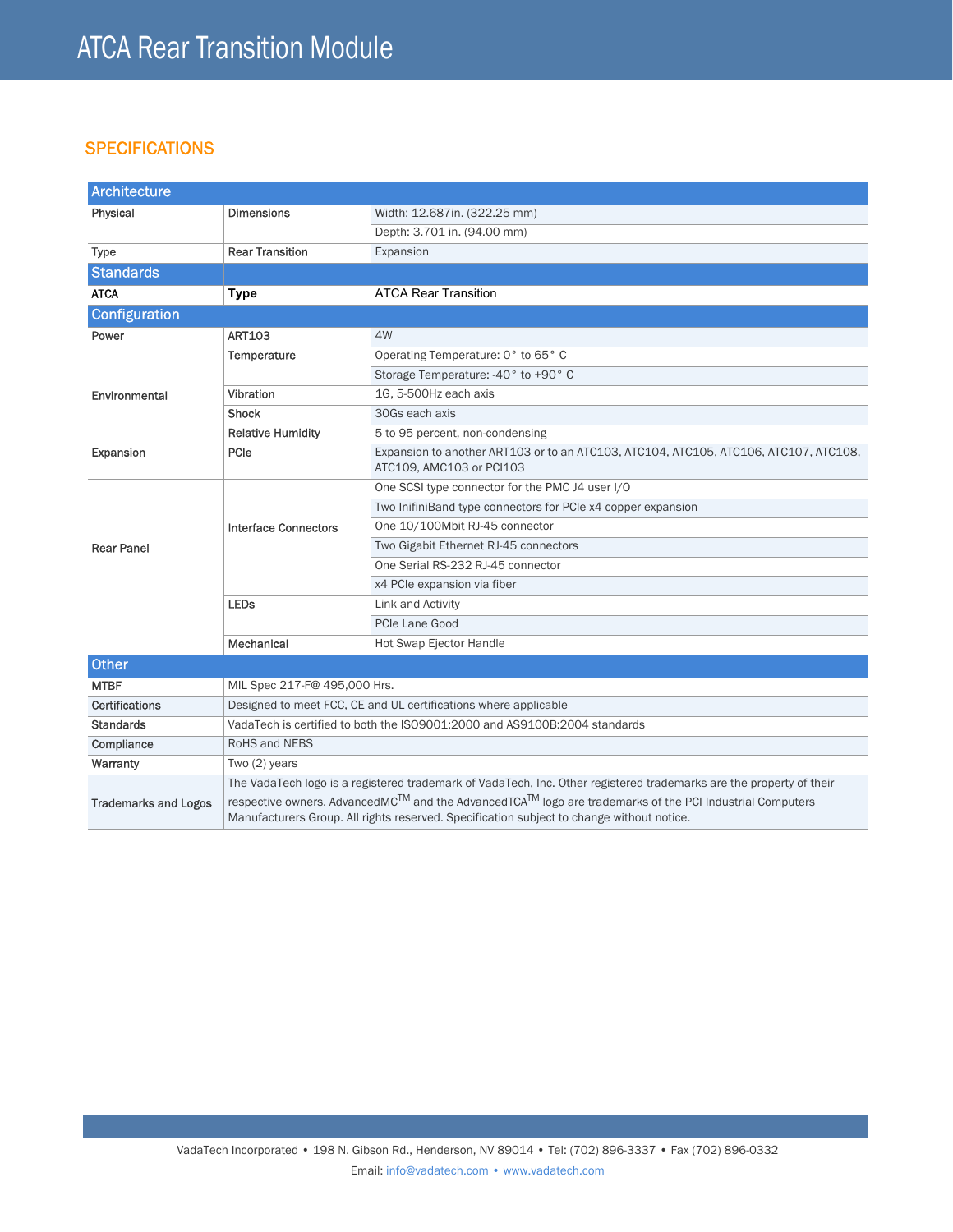# ATCA Rear Transition Module

## SPECIFICATIONS

| | | |
|---|---|---|
| **Architecture** | | |
| Physical | Dimensions | Width: 12.687in. (322.25 mm) |
| | | Depth: 3.701 in. (94.00 mm) |
| Type | Rear Transition | Expansion |
| **Standards** | | |
| ATCA | **Type** | ATCA Rear Transition |
| **Configuration** | | |
| Power | ART103 | 4W |
| Environmental | Temperature | Operating Temperature: 0° to 65° C |
| | | Storage Temperature: -40° to +90° C |
| | Vibration | 1G, 5-500Hz each axis |
| | Shock | 30Gs each axis |
| | Relative Humidity | 5 to 95 percent, non-condensing |
| Expansion | PCIe | Expansion to another ART103 or to an ATC103, ATC104, ATC105, ATC106, ATC107, ATC108, ATC109, AMC103 or PCI103 |
| Rear Panel | Interface Connectors | One SCSI type connector for the PMC J4 user I/O |
| | | Two InifiniBand type connectors for PCIe x4 copper expansion |
| | | One 10/100Mbit RJ-45 connector |
| | | Two Gigabit Ethernet RJ-45 connectors |
| | | One Serial RS-232 RJ-45 connector |
| | | x4 PCIe expansion via fiber |
| | LEDs | Link and Activity |
| | | PCIe Lane Good |
| | Mechanical | Hot Swap Ejector Handle |

| | |
|---|---|
| **Other** | |
| MTBF | MIL Spec 217-F@ 495,000 Hrs. |
| Certifications | Designed to meet FCC, CE and UL certifications where applicable |
| Standards | VadaTech is certified to both the ISO9001:2000 and AS9100B:2004 standards |
| Compliance | RoHS and NEBS |
| Warranty | Two (2) years |
| Trademarks and Logos | The VadaTech logo is a registered trademark of VadaTech, Inc. Other registered trademarks are the property of their respective owners. AdvancedMC™ and the AdvancedTCA™ logo are trademarks of the PCI Industrial Computers Manufacturers Group. All rights reserved. Specification subject to change without notice. |

VadaTech Incorporated • 198 N. Gibson Rd., Henderson, NV 89014 • Tel: (702) 896-3337 • Fax (702) 896-0332

Email: info@vadatech.com • www.vadatech.com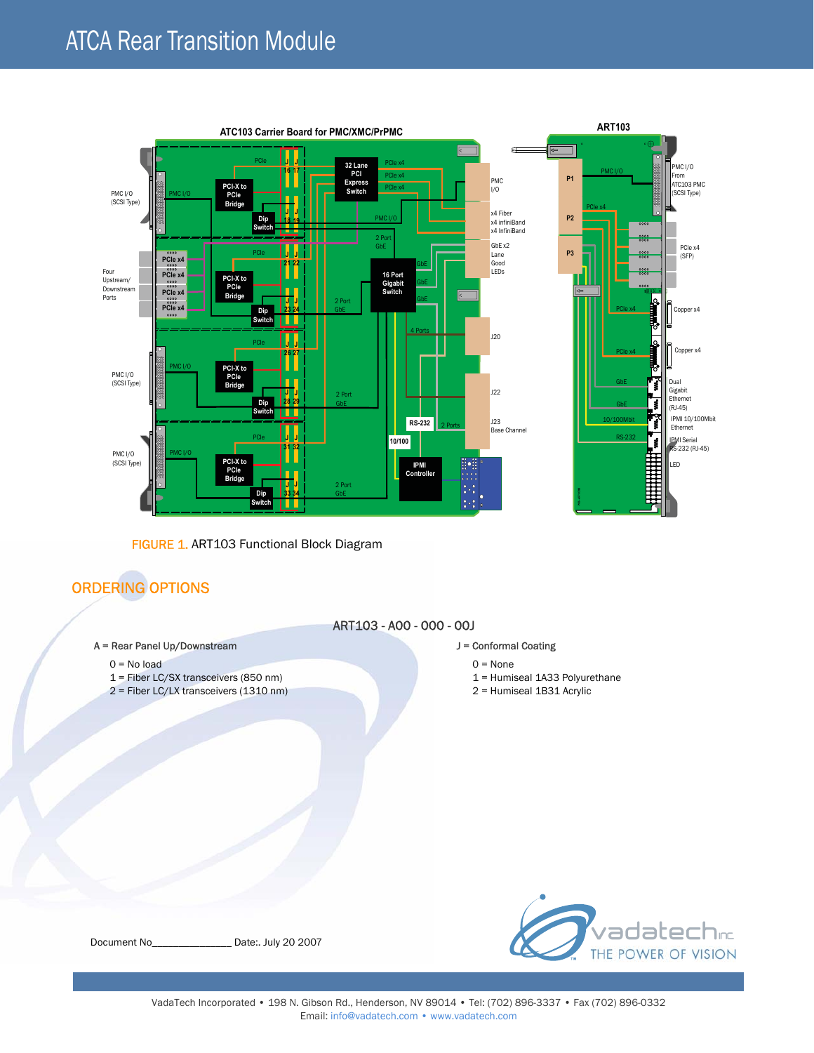# ATCA Rear Transition Module

ATC103 Carrier Board for PMC/XMC/PrPMC

ART103

PMC I/O (SCSI Type)

Four Upstream/ Downstream Ports

PMC I/O (SCSI Type)

PMC I/O (SCSI Type)

PCIe x4

PCI-X to PCIe Bridge

Dip Switch

32 Lane PCI Express Switch

16 Port Gigabit Switch

RS-232

10/100

IPMI Controller

PMC I/O

x4 Fiber x4 infiniBand x4 InfiniBand

GbE x2 Lane Good LEDs

J20

J22

J23 Base Channel

P1

P2

P3

PMC I/O From ATC103 PMC (SCSI Type)

PCIe x4 (SFP)

Copper x4

Copper x4

Dual Gigabit Ethernet (RJ-45)

IPMI 10/100Mbit Ethernet

IPMI Serial RS-232 (RJ-45)

LED

FIGURE 1. ART103 Functional Block Diagram

## ORDERING OPTIONS

ART103 - A00 - 000 - 00J

A = Rear Panel Up/Downstream

- 0 = No load
- 1 = Fiber LC/SX transceivers (850 nm)
- 2 = Fiber LC/LX transceivers (1310 nm)

J = Conformal Coating

- 0 = None
- 1 = Humiseal 1A33 Polyurethane
- 2 = Humiseal 1B31 Acrylic

Document No_______________ Date:. July 20 2007

vadatech inc THE POWER OF VISION

VadaTech Incorporated • 198 N. Gibson Rd., Henderson, NV 89014 • Tel: (702) 896-3337 • Fax (702) 896-0332
Email: info@vadatech.com • www.vadatech.com